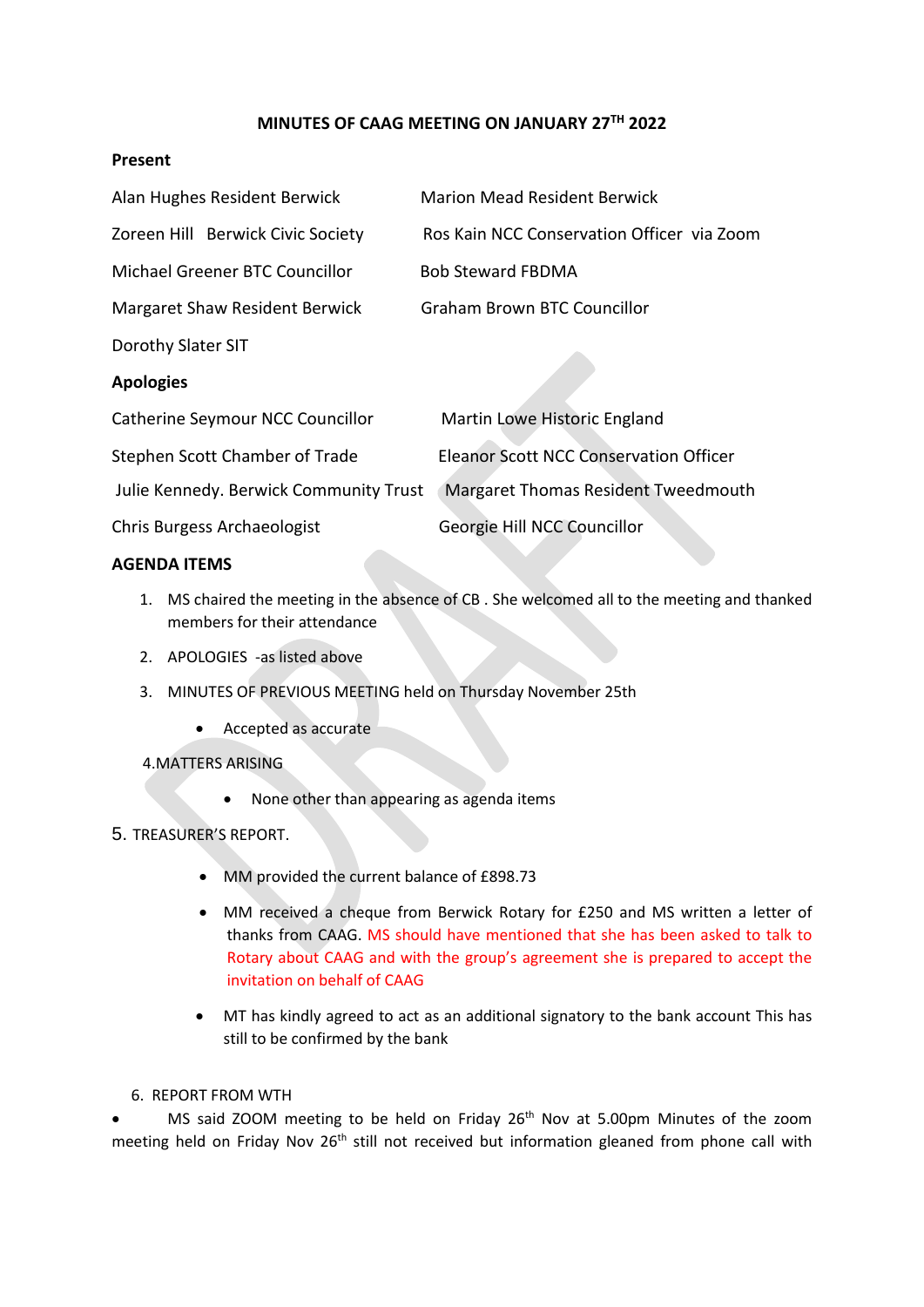# MINUTES OF CAAG MEETING ON JANUARY 27TH 2022

**Present**

| | |
|---|---|
| Alan Hughes Resident Berwick | Marion Mead Resident Berwick |
| Zoreen Hill Berwick Civic Society | Ros Kain NCC Conservation Officer via Zoom |
| Michael Greener BTC Councillor | Bob Steward FBDMA |
| Margaret Shaw Resident Berwick | Graham Brown BTC Councillor |
| Dorothy Slater SIT | |

**Apologies**

| | |
|---|---|
| Catherine Seymour NCC Councillor | Martin Lowe Historic England |
| Stephen Scott Chamber of Trade | Eleanor Scott NCC Conservation Officer |
| Julie Kennedy. Berwick Community Trust | Margaret Thomas Resident Tweedmouth |
| Chris Burgess Archaeologist | Georgie Hill NCC Councillor |

**AGENDA ITEMS**

1. MS chaired the meeting in the absence of CB . She welcomed all to the meeting and thanked members for their attendance
2. APOLOGIES -as listed above
3. MINUTES OF PREVIOUS MEETING held on Thursday November 25th
   - Accepted as accurate

4.MATTERS ARISING

- None other than appearing as agenda items

5. TREASURER'S REPORT.

- MM provided the current balance of £898.73
- MM received a cheque from Berwick Rotary for £250 and MS written a letter of thanks from CAAG. MS should have mentioned that she has been asked to talk to Rotary about CAAG and with the group's agreement she is prepared to accept the invitation on behalf of CAAG
- MT has kindly agreed to act as an additional signatory to the bank account This has still to be confirmed by the bank

6. REPORT FROM WTH

- MS said ZOOM meeting to be held on Friday 26th Nov at 5.00pm Minutes of the zoom meeting held on Friday Nov 26th still not received but information gleaned from phone call with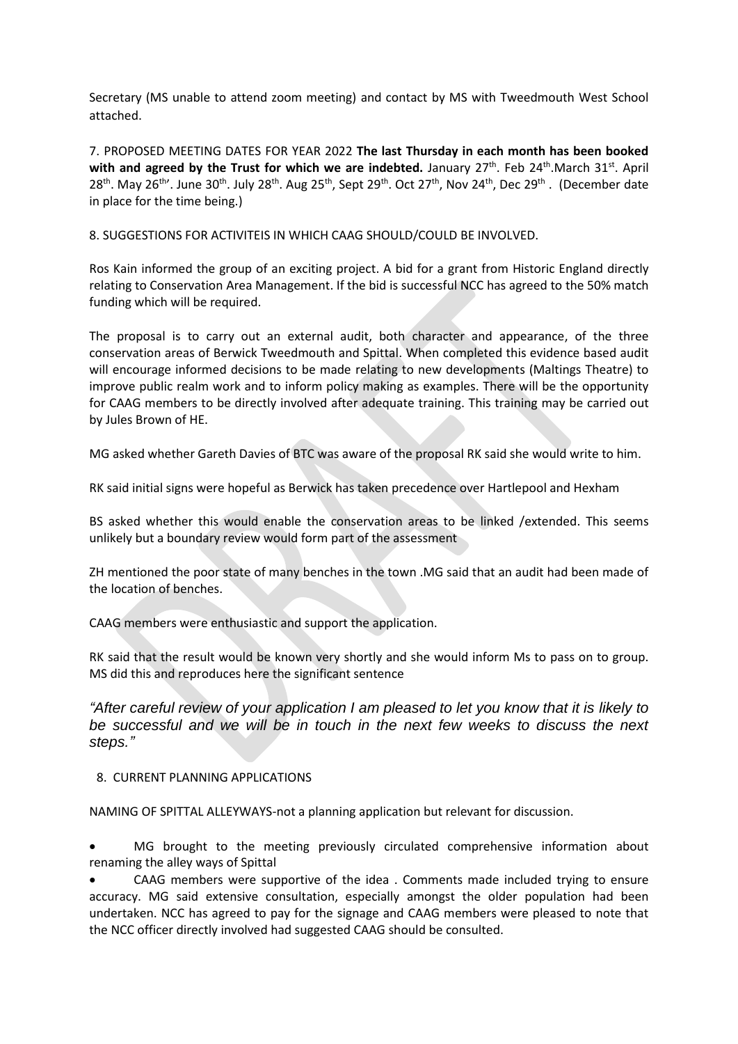Secretary (MS unable to attend zoom meeting) and contact by MS with Tweedmouth West School attached.

7. PROPOSED MEETING DATES FOR YEAR 2022 **The last Thursday in each month has been booked with and agreed by the Trust for which we are indebted.** January 27th. Feb 24th.March 31st. April 28th. May 26th'. June 30th. July 28th. Aug 25th, Sept 29th. Oct 27th, Nov 24th, Dec 29th . (December date in place for the time being.)

8. SUGGESTIONS FOR ACTIVITEIS IN WHICH CAAG SHOULD/COULD BE INVOLVED.

Ros Kain informed the group of an exciting project. A bid for a grant from Historic England directly relating to Conservation Area Management. If the bid is successful NCC has agreed to the 50% match funding which will be required.

The proposal is to carry out an external audit, both character and appearance, of the three conservation areas of Berwick Tweedmouth and Spittal. When completed this evidence based audit will encourage informed decisions to be made relating to new developments (Maltings Theatre) to improve public realm work and to inform policy making as examples. There will be the opportunity for CAAG members to be directly involved after adequate training. This training may be carried out by Jules Brown of HE.

MG asked whether Gareth Davies of BTC was aware of the proposal RK said she would write to him.

RK said initial signs were hopeful as Berwick has taken precedence over Hartlepool and Hexham

BS asked whether this would enable the conservation areas to be linked /extended. This seems unlikely but a boundary review would form part of the assessment

ZH mentioned the poor state of many benches in the town .MG said that an audit had been made of the location of benches.

CAAG members were enthusiastic and support the application.

RK said that the result would be known very shortly and she would inform Ms to pass on to group. MS did this and reproduces here the significant sentence

*"After careful review of your application I am pleased to let you know that it is likely to be successful and we will be in touch in the next few weeks to discuss the next steps."*

8. CURRENT PLANNING APPLICATIONS

NAMING OF SPITTAL ALLEYWAYS-not a planning application but relevant for discussion.

- MG brought to the meeting previously circulated comprehensive information about renaming the alley ways of Spittal
- CAAG members were supportive of the idea . Comments made included trying to ensure accuracy. MG said extensive consultation, especially amongst the older population had been undertaken. NCC has agreed to pay for the signage and CAAG members were pleased to note that the NCC officer directly involved had suggested CAAG should be consulted.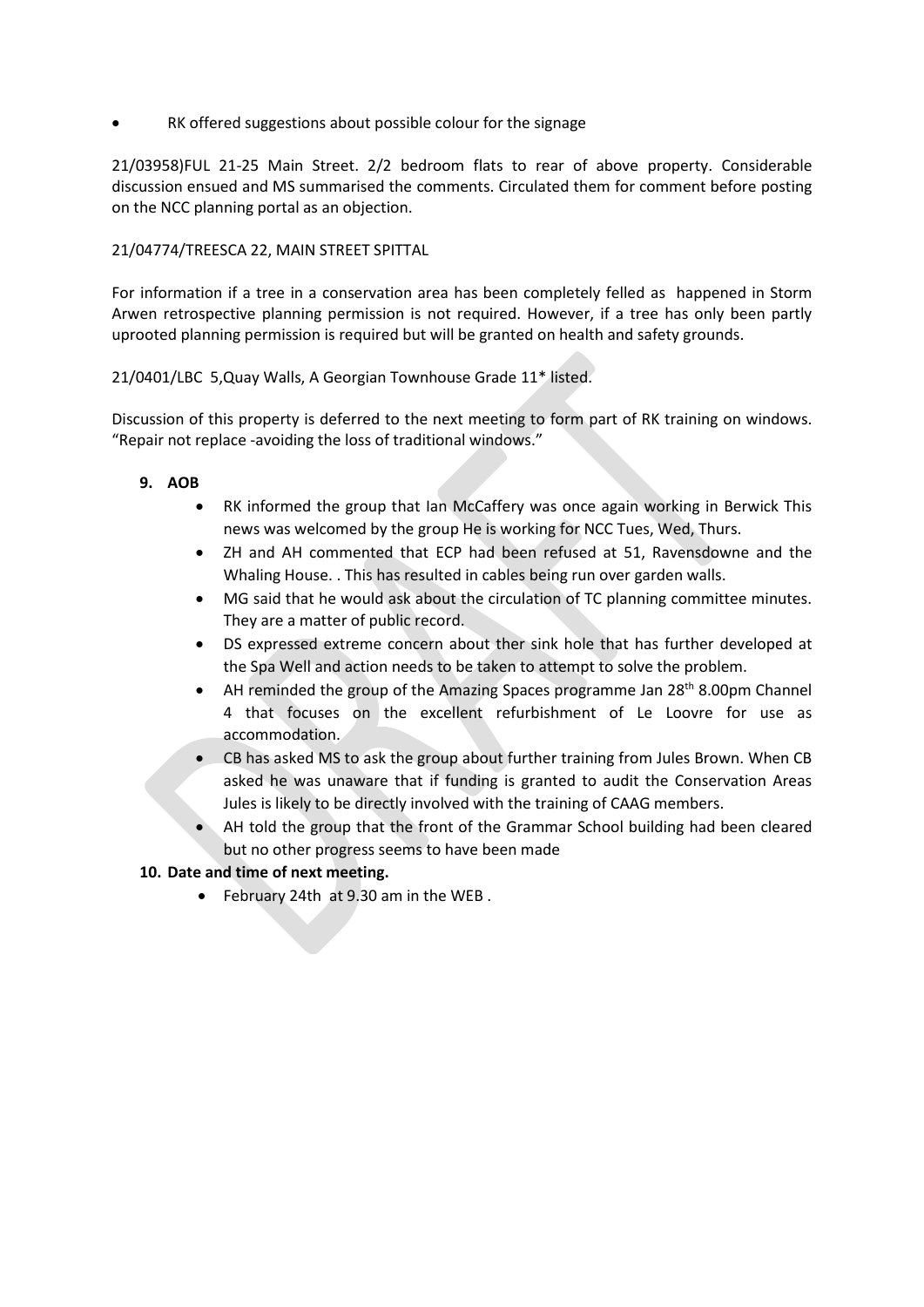- RK offered suggestions about possible colour for the signage

21/03958)FUL 21-25 Main Street. 2/2 bedroom flats to rear of above property. Considerable discussion ensued and MS summarised the comments. Circulated them for comment before posting on the NCC planning portal as an objection.

21/04774/TREESCA 22, MAIN STREET SPITTAL

For information if a tree in a conservation area has been completely felled as happened in Storm Arwen retrospective planning permission is not required. However, if a tree has only been partly uprooted planning permission is required but will be granted on health and safety grounds.

21/0401/LBC 5,Quay Walls, A Georgian Townhouse Grade 11* listed.

Discussion of this property is deferred to the next meeting to form part of RK training on windows. "Repair not replace -avoiding the loss of traditional windows."

**9. AOB**

- RK informed the group that Ian McCaffery was once again working in Berwick This news was welcomed by the group He is working for NCC Tues, Wed, Thurs.
- ZH and AH commented that ECP had been refused at 51, Ravensdowne and the Whaling House. . This has resulted in cables being run over garden walls.
- MG said that he would ask about the circulation of TC planning committee minutes. They are a matter of public record.
- DS expressed extreme concern about ther sink hole that has further developed at the Spa Well and action needs to be taken to attempt to solve the problem.
- AH reminded the group of the Amazing Spaces programme Jan 28th 8.00pm Channel 4 that focuses on the excellent refurbishment of Le Loovre for use as accommodation.
- CB has asked MS to ask the group about further training from Jules Brown. When CB asked he was unaware that if funding is granted to audit the Conservation Areas Jules is likely to be directly involved with the training of CAAG members.
- AH told the group that the front of the Grammar School building had been cleared but no other progress seems to have been made

**10. Date and time of next meeting.**

- February 24th at 9.30 am in the WEB .